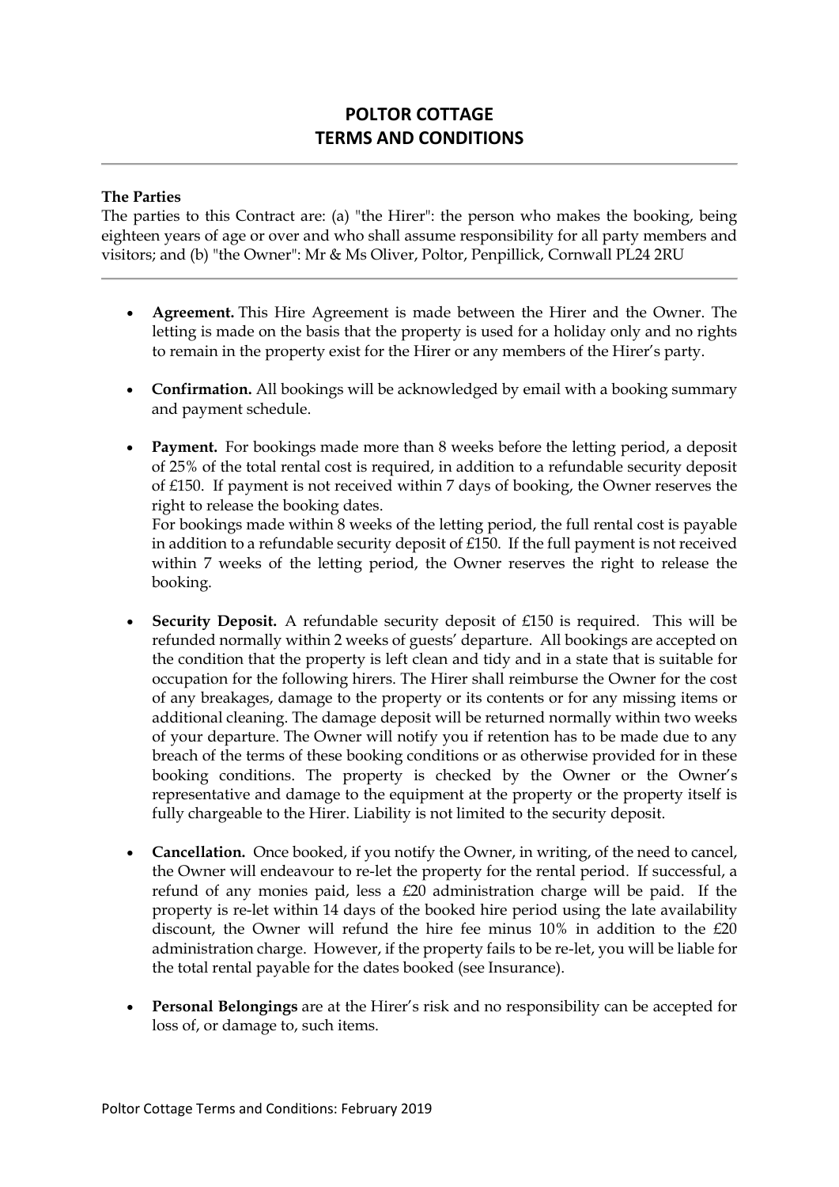# POLTOR COTTAGE
# TERMS AND CONDITIONS

---

**The Parties**

The parties to this Contract are: (a) "the Hirer": the person who makes the booking, being eighteen years of age or over and who shall assume responsibility for all party members and visitors; and (b) "the Owner": Mr & Ms Oliver, Poltor, Penpillick, Cornwall PL24 2RU

---

- **Agreement.** This Hire Agreement is made between the Hirer and the Owner. The letting is made on the basis that the property is used for a holiday only and no rights to remain in the property exist for the Hirer or any members of the Hirer's party.

- **Confirmation.** All bookings will be acknowledged by email with a booking summary and payment schedule.

- **Payment.** For bookings made more than 8 weeks before the letting period, a deposit of 25% of the total rental cost is required, in addition to a refundable security deposit of £150. If payment is not received within 7 days of booking, the Owner reserves the right to release the booking dates.
  For bookings made within 8 weeks of the letting period, the full rental cost is payable in addition to a refundable security deposit of £150. If the full payment is not received within 7 weeks of the letting period, the Owner reserves the right to release the booking.

- **Security Deposit.** A refundable security deposit of £150 is required. This will be refunded normally within 2 weeks of guests' departure. All bookings are accepted on the condition that the property is left clean and tidy and in a state that is suitable for occupation for the following hirers. The Hirer shall reimburse the Owner for the cost of any breakages, damage to the property or its contents or for any missing items or additional cleaning. The damage deposit will be returned normally within two weeks of your departure. The Owner will notify you if retention has to be made due to any breach of the terms of these booking conditions or as otherwise provided for in these booking conditions. The property is checked by the Owner or the Owner's representative and damage to the equipment at the property or the property itself is fully chargeable to the Hirer. Liability is not limited to the security deposit.

- **Cancellation.** Once booked, if you notify the Owner, in writing, of the need to cancel, the Owner will endeavour to re-let the property for the rental period. If successful, a refund of any monies paid, less a £20 administration charge will be paid. If the property is re-let within 14 days of the booked hire period using the late availability discount, the Owner will refund the hire fee minus 10% in addition to the £20 administration charge. However, if the property fails to be re-let, you will be liable for the total rental payable for the dates booked (see Insurance).

- **Personal Belongings** are at the Hirer's risk and no responsibility can be accepted for loss of, or damage to, such items.

Poltor Cottage Terms and Conditions: February 2019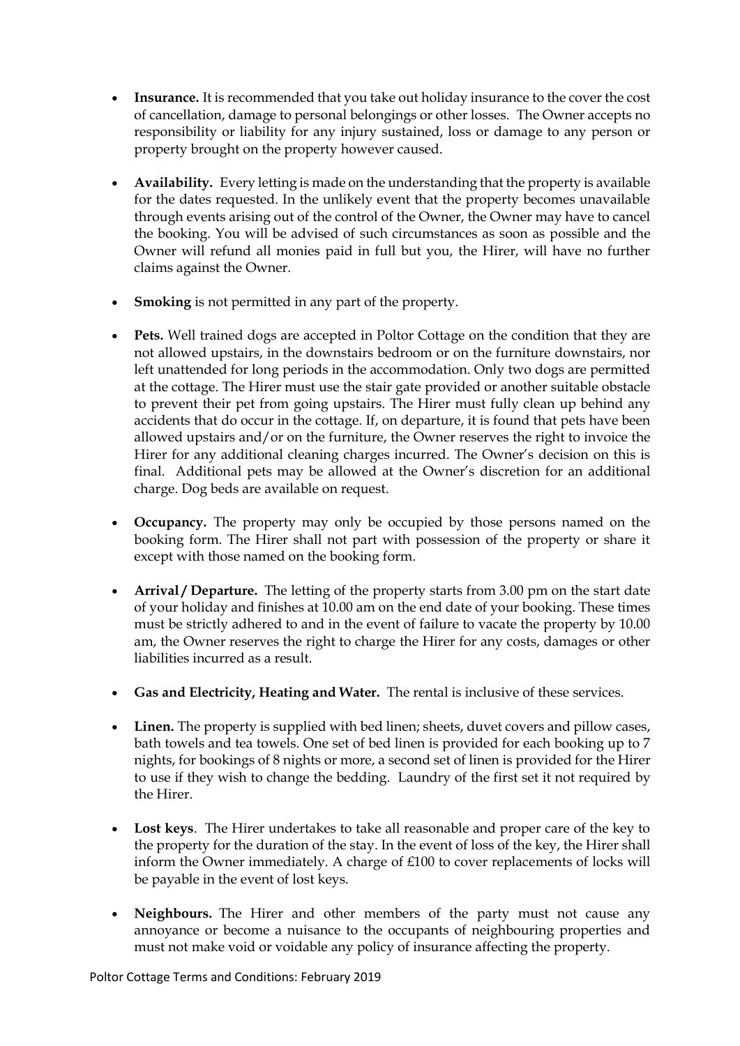- **Insurance.** It is recommended that you take out holiday insurance to the cover the cost of cancellation, damage to personal belongings or other losses. The Owner accepts no responsibility or liability for any injury sustained, loss or damage to any person or property brought on the property however caused.

- **Availability.** Every letting is made on the understanding that the property is available for the dates requested. In the unlikely event that the property becomes unavailable through events arising out of the control of the Owner, the Owner may have to cancel the booking. You will be advised of such circumstances as soon as possible and the Owner will refund all monies paid in full but you, the Hirer, will have no further claims against the Owner.

- **Smoking** is not permitted in any part of the property.

- **Pets.** Well trained dogs are accepted in Poltor Cottage on the condition that they are not allowed upstairs, in the downstairs bedroom or on the furniture downstairs, nor left unattended for long periods in the accommodation. Only two dogs are permitted at the cottage. The Hirer must use the stair gate provided or another suitable obstacle to prevent their pet from going upstairs. The Hirer must fully clean up behind any accidents that do occur in the cottage. If, on departure, it is found that pets have been allowed upstairs and/or on the furniture, the Owner reserves the right to invoice the Hirer for any additional cleaning charges incurred. The Owner's decision on this is final. Additional pets may be allowed at the Owner's discretion for an additional charge. Dog beds are available on request.

- **Occupancy.** The property may only be occupied by those persons named on the booking form. The Hirer shall not part with possession of the property or share it except with those named on the booking form.

- **Arrival / Departure.** The letting of the property starts from 3.00 pm on the start date of your holiday and finishes at 10.00 am on the end date of your booking. These times must be strictly adhered to and in the event of failure to vacate the property by 10.00 am, the Owner reserves the right to charge the Hirer for any costs, damages or other liabilities incurred as a result.

- **Gas and Electricity, Heating and Water.** The rental is inclusive of these services.

- **Linen.** The property is supplied with bed linen; sheets, duvet covers and pillow cases, bath towels and tea towels. One set of bed linen is provided for each booking up to 7 nights, for bookings of 8 nights or more, a second set of linen is provided for the Hirer to use if they wish to change the bedding. Laundry of the first set it not required by the Hirer.

- **Lost keys**. The Hirer undertakes to take all reasonable and proper care of the key to the property for the duration of the stay. In the event of loss of the key, the Hirer shall inform the Owner immediately. A charge of £100 to cover replacements of locks will be payable in the event of lost keys.

- **Neighbours.** The Hirer and other members of the party must not cause any annoyance or become a nuisance to the occupants of neighbouring properties and must not make void or voidable any policy of insurance affecting the property.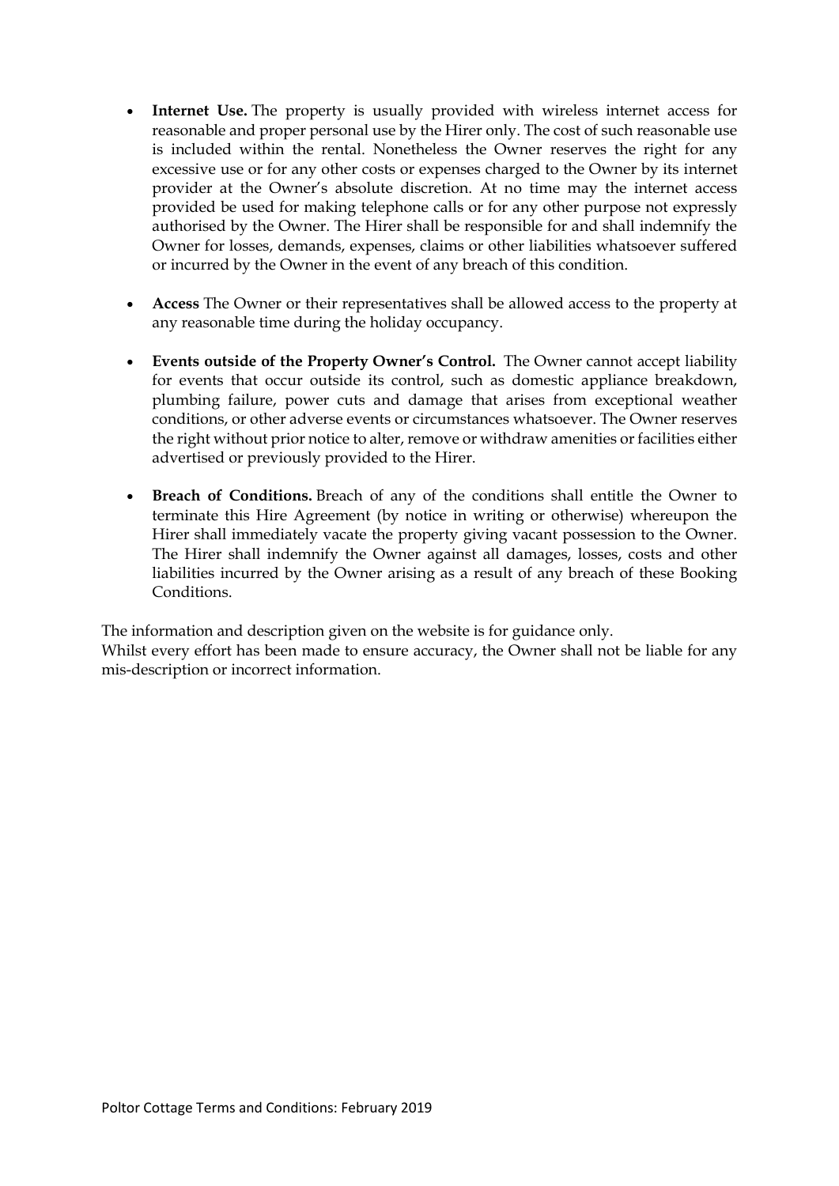- **Internet Use.** The property is usually provided with wireless internet access for reasonable and proper personal use by the Hirer only. The cost of such reasonable use is included within the rental. Nonetheless the Owner reserves the right for any excessive use or for any other costs or expenses charged to the Owner by its internet provider at the Owner's absolute discretion. At no time may the internet access provided be used for making telephone calls or for any other purpose not expressly authorised by the Owner. The Hirer shall be responsible for and shall indemnify the Owner for losses, demands, expenses, claims or other liabilities whatsoever suffered or incurred by the Owner in the event of any breach of this condition.

- **Access** The Owner or their representatives shall be allowed access to the property at any reasonable time during the holiday occupancy.

- **Events outside of the Property Owner's Control.** The Owner cannot accept liability for events that occur outside its control, such as domestic appliance breakdown, plumbing failure, power cuts and damage that arises from exceptional weather conditions, or other adverse events or circumstances whatsoever. The Owner reserves the right without prior notice to alter, remove or withdraw amenities or facilities either advertised or previously provided to the Hirer.

- **Breach of Conditions.** Breach of any of the conditions shall entitle the Owner to terminate this Hire Agreement (by notice in writing or otherwise) whereupon the Hirer shall immediately vacate the property giving vacant possession to the Owner. The Hirer shall indemnify the Owner against all damages, losses, costs and other liabilities incurred by the Owner arising as a result of any breach of these Booking Conditions.

The information and description given on the website is for guidance only.
Whilst every effort has been made to ensure accuracy, the Owner shall not be liable for any mis-description or incorrect information.